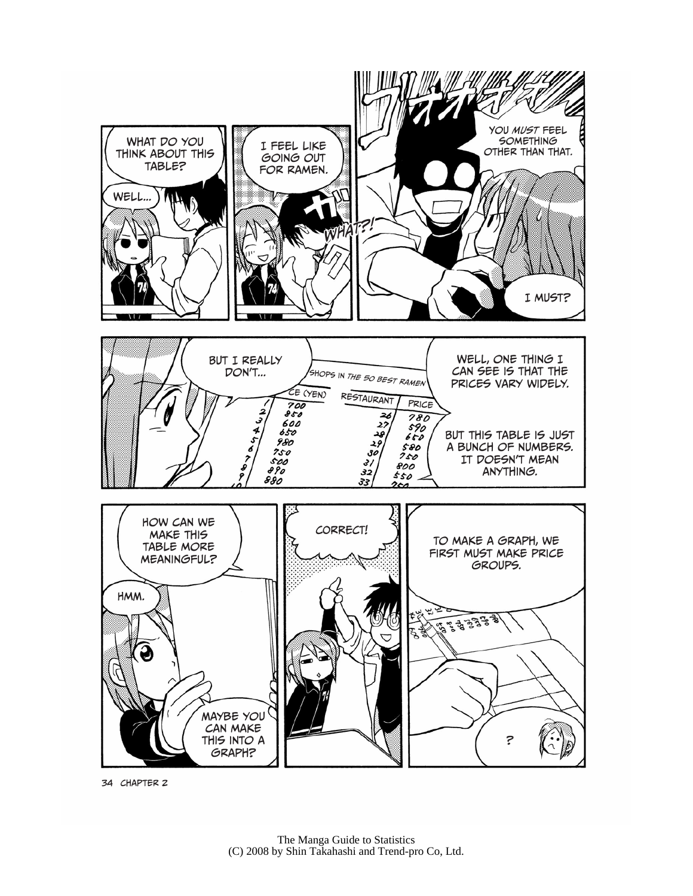WHAT DO YOU THINK ABOUT THIS TABLE?

WELL...

I FEEL LIKE GOING OUT FOR RAMEN.

WHAT?!

YOU *MUST* FEEL SOMETHING OTHER THAN THAT.

I MUST?

BUT I REALLY DON'T...

SHOPS IN THE 50 BEST RAMEN

| RESTAURANT | PRICE (YEN) | RESTAURANT | PRICE |
|---|---|---|---|
| 1 | 700 | 26 | 780 |
| 2 | 850 | 27 | 590 |
| 3 | 600 | 28 | 650 |
| 4 | 650 | 29 | 580 |
| 5 | 980 | 30 | 750 |
| 6 | 750 | 31 | 800 |
| 7 | 500 | 32 | 550 |
| 8 | 890 | 33 | 750 |
| 9 | 880 | | |

WELL, ONE THING I CAN SEE IS THAT THE PRICES VARY WIDELY.

BUT THIS TABLE IS JUST A BUNCH OF NUMBERS. IT DOESN'T MEAN ANYTHING.

HOW CAN WE MAKE THIS TABLE MORE MEANINGFUL?

HMM.

MAYBE YOU CAN MAKE THIS INTO A GRAPH?

CORRECT!

TO MAKE A GRAPH, WE FIRST MUST MAKE PRICE GROUPS.

?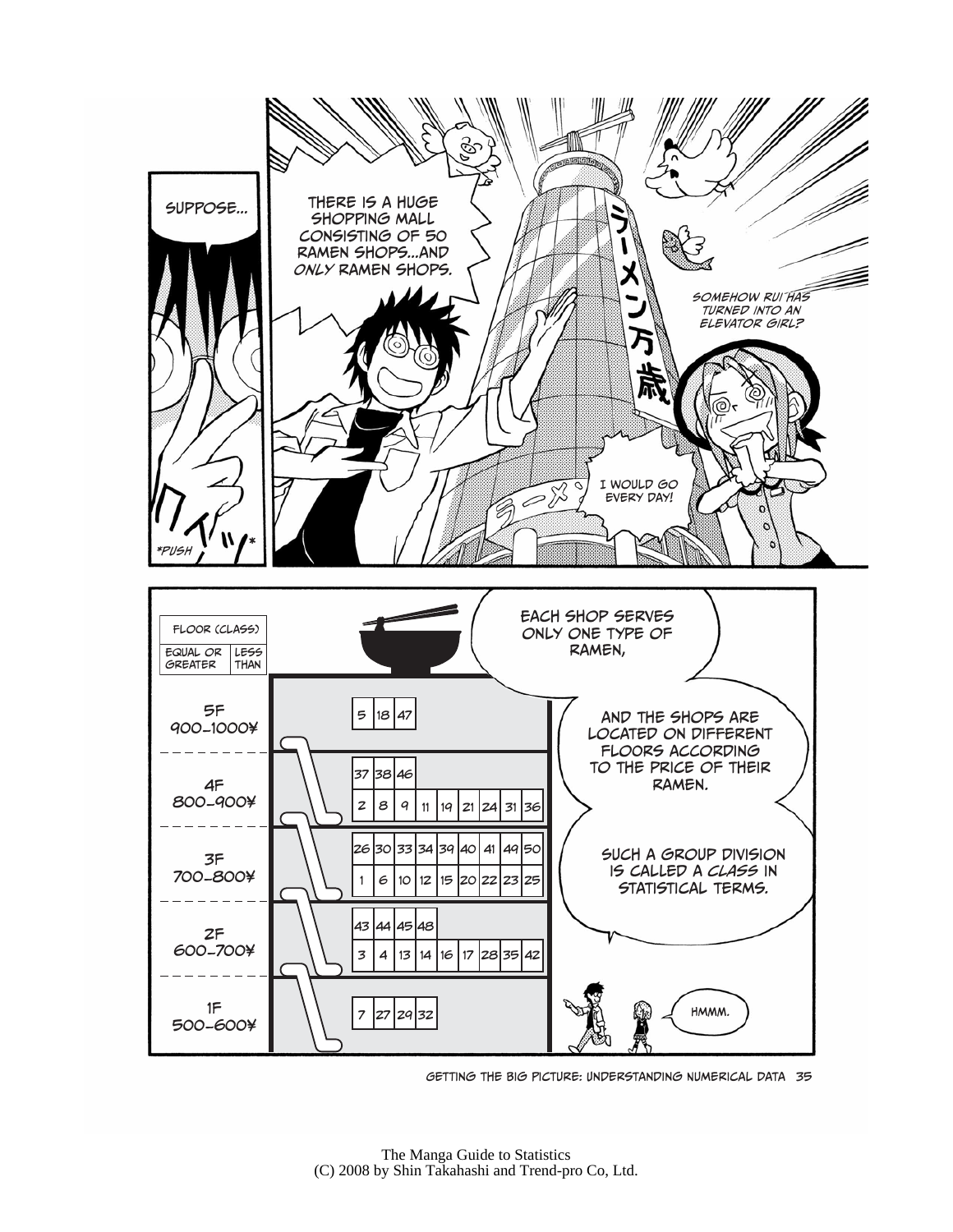SUPPOSE...

THERE IS A HUGE SHOPPING MALL CONSISTING OF 50 RAMEN SHOPS...AND *ONLY* RAMEN SHOPS.

ラーメン万歳

*SOMEHOW RUI HAS TURNED INTO AN ELEVATOR GIRL?*

I WOULD GO EVERY DAY!

*PUSH

| FLOOR (CLASS) | | Shops |
|---|---|---|
| EQUAL OR GREATER | LESS THAN | |
| 5F 900–1000¥ | | 5, 18, 47 |
| 4F 800–900¥ | | 37, 38, 46, 2, 8, 9, 11, 19, 21, 24, 31, 36 |
| 3F 700–800¥ | | 26, 30, 33, 34, 39, 40, 41, 49, 50, 1, 6, 10, 12, 15, 20, 22, 23, 25 |
| 2F 600–700¥ | | 43, 44, 45, 48, 3, 4, 13, 14, 16, 17, 28, 35, 42 |
| 1F 500–600¥ | | 7, 27, 29, 32 |

EACH SHOP SERVES ONLY ONE TYPE OF RAMEN,

AND THE SHOPS ARE LOCATED ON DIFFERENT FLOORS ACCORDING TO THE PRICE OF THEIR RAMEN.

SUCH A GROUP DIVISION IS CALLED A *CLASS* IN STATISTICAL TERMS.

HMMM.

The Manga Guide to Statistics
(C) 2008 by Shin Takahashi and Trend-pro Co, Ltd.